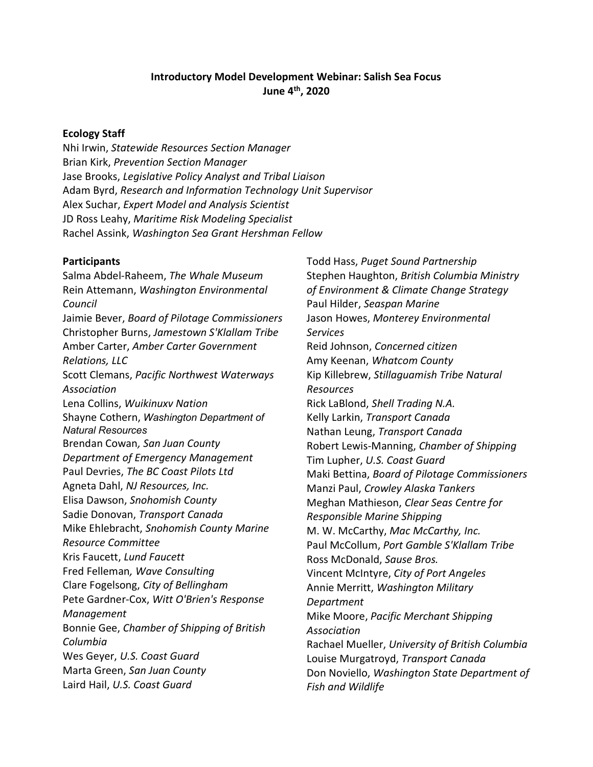**Introductory Model Development Webinar: Salish Sea Focus**
**June 4th, 2020**

**Ecology Staff**

Nhi Irwin, *Statewide Resources Section Manager*
Brian Kirk, *Prevention Section Manager*
Jase Brooks, *Legislative Policy Analyst and Tribal Liaison*
Adam Byrd, *Research and Information Technology Unit Supervisor*
Alex Suchar, *Expert Model and Analysis Scientist*
JD Ross Leahy, *Maritime Risk Modeling Specialist*
Rachel Assink, *Washington Sea Grant Hershman Fellow*

**Participants**

Salma Abdel-Raheem, *The Whale Museum*
Rein Attemann, *Washington Environmental Council*
Jaimie Bever, *Board of Pilotage Commissioners*
Christopher Burns, *Jamestown S'Klallam Tribe*
Amber Carter, *Amber Carter Government Relations, LLC*
Scott Clemans, *Pacific Northwest Waterways Association*
Lena Collins, *Wuikinuxv Nation*
Shayne Cothern, *Washington Department of Natural Resources*
Brendan Cowan, *San Juan County Department of Emergency Management*
Paul Devries, *The BC Coast Pilots Ltd*
Agneta Dahl, *NJ Resources, Inc.*
Elisa Dawson, *Snohomish County*
Sadie Donovan, *Transport Canada*
Mike Ehlebracht, *Snohomish County Marine Resource Committee*
Kris Faucett, *Lund Faucett*
Fred Felleman, *Wave Consulting*
Clare Fogelsong, *City of Bellingham*
Pete Gardner-Cox, *Witt O'Brien's Response Management*
Bonnie Gee, *Chamber of Shipping of British Columbia*
Wes Geyer, *U.S. Coast Guard*
Marta Green, *San Juan County*
Laird Hail, *U.S. Coast Guard*
Todd Hass, *Puget Sound Partnership*
Stephen Haughton, *British Columbia Ministry of Environment & Climate Change Strategy*
Paul Hilder, *Seaspan Marine*
Jason Howes, *Monterey Environmental Services*
Reid Johnson, *Concerned citizen*
Amy Keenan, *Whatcom County*
Kip Killebrew, *Stillaguamish Tribe Natural Resources*
Rick LaBlond, *Shell Trading N.A.*
Kelly Larkin, *Transport Canada*
Nathan Leung, *Transport Canada*
Robert Lewis-Manning, *Chamber of Shipping*
Tim Lupher, *U.S. Coast Guard*
Maki Bettina, *Board of Pilotage Commissioners*
Manzi Paul, *Crowley Alaska Tankers*
Meghan Mathieson, *Clear Seas Centre for Responsible Marine Shipping*
M. W. McCarthy, *Mac McCarthy, Inc.*
Paul McCollum, *Port Gamble S'Klallam Tribe*
Ross McDonald, *Sause Bros.*
Vincent McIntyre, *City of Port Angeles*
Annie Merritt, *Washington Military Department*
Mike Moore, *Pacific Merchant Shipping Association*
Rachael Mueller, *University of British Columbia*
Louise Murgatroyd, *Transport Canada*
Don Noviello, *Washington State Department of Fish and Wildlife*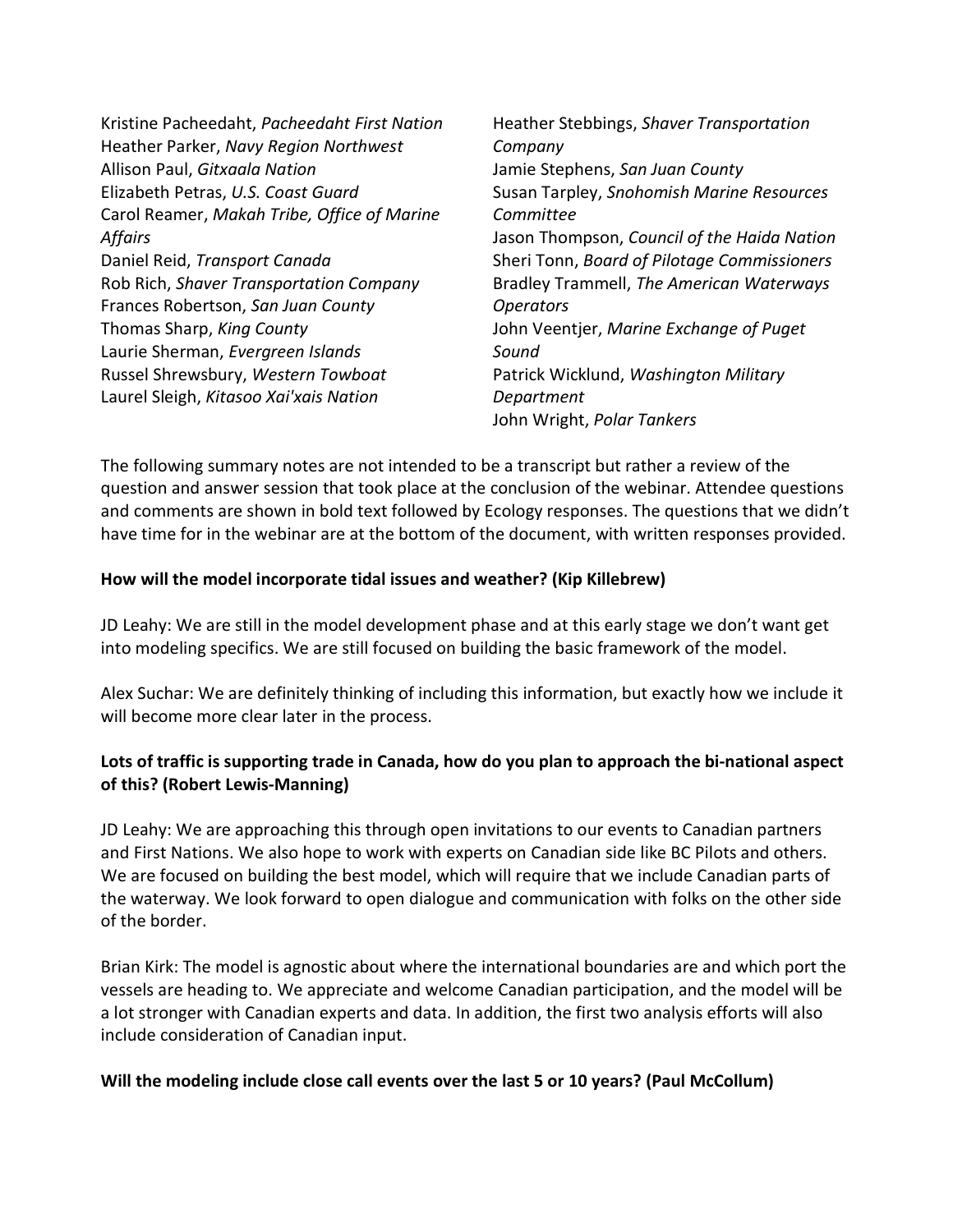Kristine Pacheedaht, *Pacheedaht First Nation*
Heather Parker, *Navy Region Northwest*
Allison Paul, *Gitxaala Nation*
Elizabeth Petras, *U.S. Coast Guard*
Carol Reamer, *Makah Tribe, Office of Marine Affairs*
Daniel Reid, *Transport Canada*
Rob Rich, *Shaver Transportation Company*
Frances Robertson, *San Juan County*
Thomas Sharp, *King County*
Laurie Sherman, *Evergreen Islands*
Russel Shrewsbury, *Western Towboat*
Laurel Sleigh, *Kitasoo Xai'xais Nation*
Heather Stebbings, *Shaver Transportation Company*
Jamie Stephens, *San Juan County*
Susan Tarpley, *Snohomish Marine Resources Committee*
Jason Thompson, *Council of the Haida Nation*
Sheri Tonn, *Board of Pilotage Commissioners*
Bradley Trammell, *The American Waterways Operators*
John Veentjer, *Marine Exchange of Puget Sound*
Patrick Wicklund, *Washington Military Department*
John Wright, *Polar Tankers*

The following summary notes are not intended to be a transcript but rather a review of the question and answer session that took place at the conclusion of the webinar. Attendee questions and comments are shown in bold text followed by Ecology responses. The questions that we didn't have time for in the webinar are at the bottom of the document, with written responses provided.

**How will the model incorporate tidal issues and weather? (Kip Killebrew)**

JD Leahy: We are still in the model development phase and at this early stage we don't want get into modeling specifics. We are still focused on building the basic framework of the model.

Alex Suchar: We are definitely thinking of including this information, but exactly how we include it will become more clear later in the process.

**Lots of traffic is supporting trade in Canada, how do you plan to approach the bi-national aspect of this? (Robert Lewis-Manning)**

JD Leahy: We are approaching this through open invitations to our events to Canadian partners and First Nations. We also hope to work with experts on Canadian side like BC Pilots and others. We are focused on building the best model, which will require that we include Canadian parts of the waterway. We look forward to open dialogue and communication with folks on the other side of the border.

Brian Kirk: The model is agnostic about where the international boundaries are and which port the vessels are heading to. We appreciate and welcome Canadian participation, and the model will be a lot stronger with Canadian experts and data. In addition, the first two analysis efforts will also include consideration of Canadian input.

**Will the modeling include close call events over the last 5 or 10 years? (Paul McCollum)**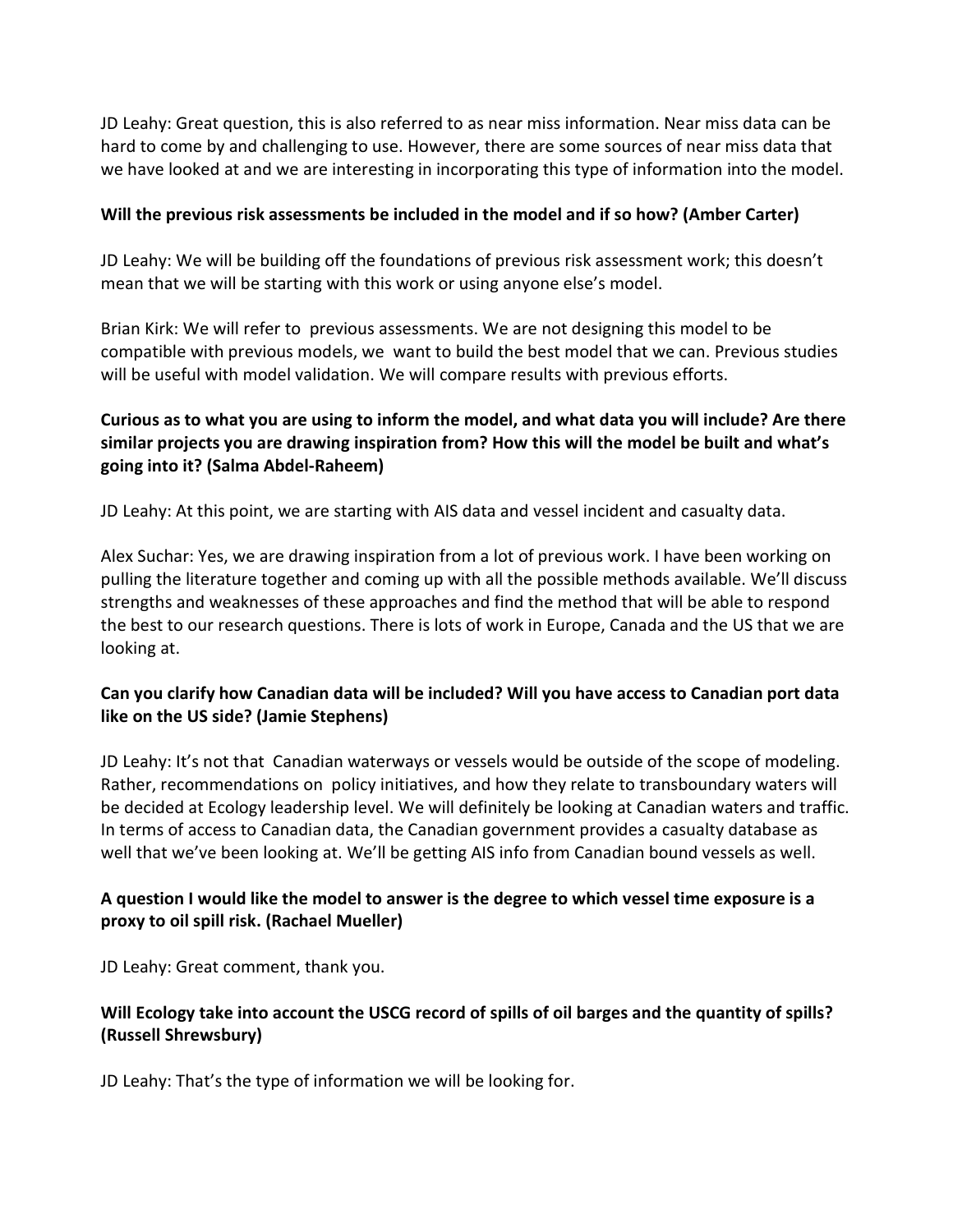JD Leahy: Great question, this is also referred to as near miss information. Near miss data can be hard to come by and challenging to use. However, there are some sources of near miss data that we have looked at and we are interesting in incorporating this type of information into the model.

**Will the previous risk assessments be included in the model and if so how? (Amber Carter)**

JD Leahy: We will be building off the foundations of previous risk assessment work; this doesn't mean that we will be starting with this work or using anyone else's model.

Brian Kirk: We will refer to previous assessments. We are not designing this model to be compatible with previous models, we want to build the best model that we can. Previous studies will be useful with model validation. We will compare results with previous efforts.

**Curious as to what you are using to inform the model, and what data you will include? Are there similar projects you are drawing inspiration from? How this will the model be built and what's going into it? (Salma Abdel-Raheem)**

JD Leahy: At this point, we are starting with AIS data and vessel incident and casualty data.

Alex Suchar: Yes, we are drawing inspiration from a lot of previous work. I have been working on pulling the literature together and coming up with all the possible methods available. We'll discuss strengths and weaknesses of these approaches and find the method that will be able to respond the best to our research questions. There is lots of work in Europe, Canada and the US that we are looking at.

**Can you clarify how Canadian data will be included? Will you have access to Canadian port data like on the US side? (Jamie Stephens)**

JD Leahy: It's not that Canadian waterways or vessels would be outside of the scope of modeling. Rather, recommendations on policy initiatives, and how they relate to transboundary waters will be decided at Ecology leadership level. We will definitely be looking at Canadian waters and traffic. In terms of access to Canadian data, the Canadian government provides a casualty database as well that we've been looking at. We'll be getting AIS info from Canadian bound vessels as well.

**A question I would like the model to answer is the degree to which vessel time exposure is a proxy to oil spill risk. (Rachael Mueller)**

JD Leahy: Great comment, thank you.

**Will Ecology take into account the USCG record of spills of oil barges and the quantity of spills? (Russell Shrewsbury)**

JD Leahy: That's the type of information we will be looking for.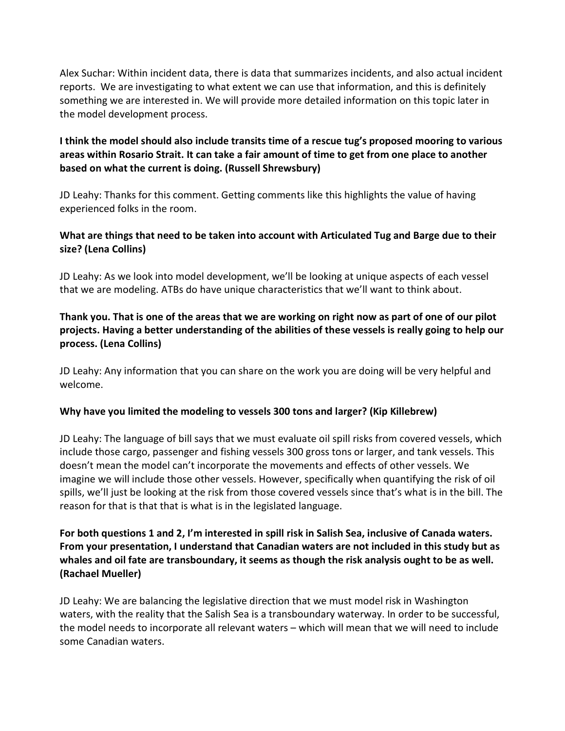Alex Suchar: Within incident data, there is data that summarizes incidents, and also actual incident reports. We are investigating to what extent we can use that information, and this is definitely something we are interested in. We will provide more detailed information on this topic later in the model development process.

**I think the model should also include transits time of a rescue tug's proposed mooring to various areas within Rosario Strait. It can take a fair amount of time to get from one place to another based on what the current is doing. (Russell Shrewsbury)**

JD Leahy: Thanks for this comment. Getting comments like this highlights the value of having experienced folks in the room.

**What are things that need to be taken into account with Articulated Tug and Barge due to their size? (Lena Collins)**

JD Leahy: As we look into model development, we'll be looking at unique aspects of each vessel that we are modeling. ATBs do have unique characteristics that we'll want to think about.

**Thank you. That is one of the areas that we are working on right now as part of one of our pilot projects. Having a better understanding of the abilities of these vessels is really going to help our process. (Lena Collins)**

JD Leahy: Any information that you can share on the work you are doing will be very helpful and welcome.

**Why have you limited the modeling to vessels 300 tons and larger? (Kip Killebrew)**

JD Leahy: The language of bill says that we must evaluate oil spill risks from covered vessels, which include those cargo, passenger and fishing vessels 300 gross tons or larger, and tank vessels. This doesn't mean the model can't incorporate the movements and effects of other vessels. We imagine we will include those other vessels. However, specifically when quantifying the risk of oil spills, we'll just be looking at the risk from those covered vessels since that's what is in the bill. The reason for that is that that is what is in the legislated language.

**For both questions 1 and 2, I'm interested in spill risk in Salish Sea, inclusive of Canada waters. From your presentation, I understand that Canadian waters are not included in this study but as whales and oil fate are transboundary, it seems as though the risk analysis ought to be as well. (Rachael Mueller)**

JD Leahy: We are balancing the legislative direction that we must model risk in Washington waters, with the reality that the Salish Sea is a transboundary waterway. In order to be successful, the model needs to incorporate all relevant waters – which will mean that we will need to include some Canadian waters.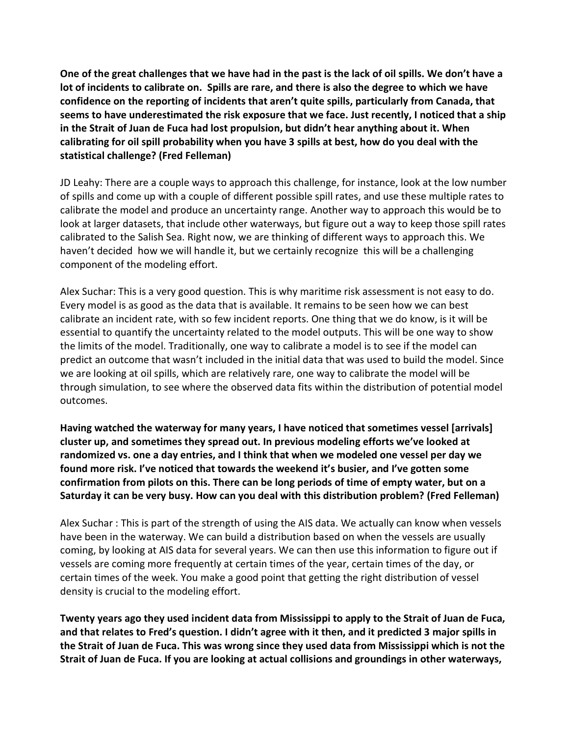**One of the great challenges that we have had in the past is the lack of oil spills. We don't have a lot of incidents to calibrate on. Spills are rare, and there is also the degree to which we have confidence on the reporting of incidents that aren't quite spills, particularly from Canada, that seems to have underestimated the risk exposure that we face. Just recently, I noticed that a ship in the Strait of Juan de Fuca had lost propulsion, but didn't hear anything about it. When calibrating for oil spill probability when you have 3 spills at best, how do you deal with the statistical challenge? (Fred Felleman)**

JD Leahy: There are a couple ways to approach this challenge, for instance, look at the low number of spills and come up with a couple of different possible spill rates, and use these multiple rates to calibrate the model and produce an uncertainty range. Another way to approach this would be to look at larger datasets, that include other waterways, but figure out a way to keep those spill rates calibrated to the Salish Sea. Right now, we are thinking of different ways to approach this. We haven't decided how we will handle it, but we certainly recognize this will be a challenging component of the modeling effort.

Alex Suchar: This is a very good question. This is why maritime risk assessment is not easy to do. Every model is as good as the data that is available. It remains to be seen how we can best calibrate an incident rate, with so few incident reports. One thing that we do know, is it will be essential to quantify the uncertainty related to the model outputs. This will be one way to show the limits of the model. Traditionally, one way to calibrate a model is to see if the model can predict an outcome that wasn't included in the initial data that was used to build the model. Since we are looking at oil spills, which are relatively rare, one way to calibrate the model will be through simulation, to see where the observed data fits within the distribution of potential model outcomes.

**Having watched the waterway for many years, I have noticed that sometimes vessel [arrivals] cluster up, and sometimes they spread out. In previous modeling efforts we've looked at randomized vs. one a day entries, and I think that when we modeled one vessel per day we found more risk. I've noticed that towards the weekend it's busier, and I've gotten some confirmation from pilots on this. There can be long periods of time of empty water, but on a Saturday it can be very busy. How can you deal with this distribution problem? (Fred Felleman)**

Alex Suchar : This is part of the strength of using the AIS data. We actually can know when vessels have been in the waterway. We can build a distribution based on when the vessels are usually coming, by looking at AIS data for several years. We can then use this information to figure out if vessels are coming more frequently at certain times of the year, certain times of the day, or certain times of the week. You make a good point that getting the right distribution of vessel density is crucial to the modeling effort.

**Twenty years ago they used incident data from Mississippi to apply to the Strait of Juan de Fuca, and that relates to Fred's question. I didn't agree with it then, and it predicted 3 major spills in the Strait of Juan de Fuca. This was wrong since they used data from Mississippi which is not the Strait of Juan de Fuca. If you are looking at actual collisions and groundings in other waterways,**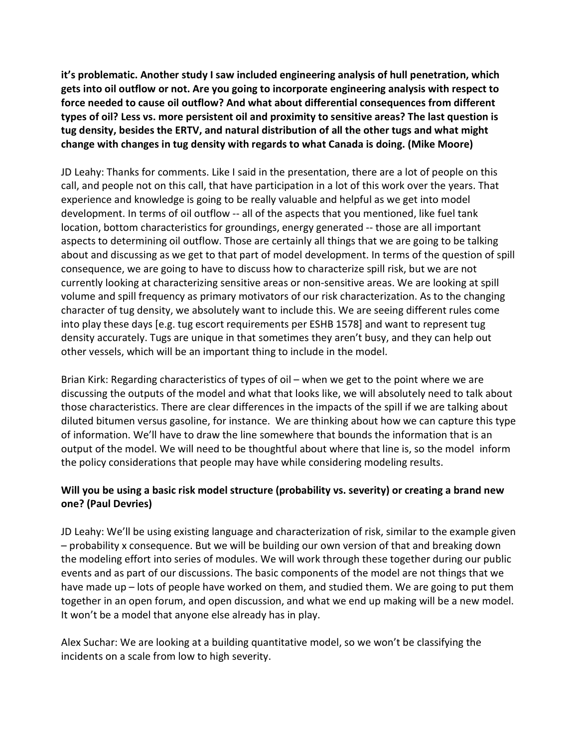**it's problematic. Another study I saw included engineering analysis of hull penetration, which gets into oil outflow or not. Are you going to incorporate engineering analysis with respect to force needed to cause oil outflow? And what about differential consequences from different types of oil? Less vs. more persistent oil and proximity to sensitive areas? The last question is tug density, besides the ERTV, and natural distribution of all the other tugs and what might change with changes in tug density with regards to what Canada is doing. (Mike Moore)**

JD Leahy: Thanks for comments. Like I said in the presentation, there are a lot of people on this call, and people not on this call, that have participation in a lot of this work over the years. That experience and knowledge is going to be really valuable and helpful as we get into model development. In terms of oil outflow -- all of the aspects that you mentioned, like fuel tank location, bottom characteristics for groundings, energy generated -- those are all important aspects to determining oil outflow. Those are certainly all things that we are going to be talking about and discussing as we get to that part of model development. In terms of the question of spill consequence, we are going to have to discuss how to characterize spill risk, but we are not currently looking at characterizing sensitive areas or non-sensitive areas. We are looking at spill volume and spill frequency as primary motivators of our risk characterization. As to the changing character of tug density, we absolutely want to include this. We are seeing different rules come into play these days [e.g. tug escort requirements per ESHB 1578] and want to represent tug density accurately. Tugs are unique in that sometimes they aren't busy, and they can help out other vessels, which will be an important thing to include in the model.

Brian Kirk: Regarding characteristics of types of oil – when we get to the point where we are discussing the outputs of the model and what that looks like, we will absolutely need to talk about those characteristics. There are clear differences in the impacts of the spill if we are talking about diluted bitumen versus gasoline, for instance. We are thinking about how we can capture this type of information. We'll have to draw the line somewhere that bounds the information that is an output of the model. We will need to be thoughtful about where that line is, so the model inform the policy considerations that people may have while considering modeling results.

**Will you be using a basic risk model structure (probability vs. severity) or creating a brand new one? (Paul Devries)**

JD Leahy: We'll be using existing language and characterization of risk, similar to the example given – probability x consequence. But we will be building our own version of that and breaking down the modeling effort into series of modules. We will work through these together during our public events and as part of our discussions. The basic components of the model are not things that we have made up – lots of people have worked on them, and studied them. We are going to put them together in an open forum, and open discussion, and what we end up making will be a new model. It won't be a model that anyone else already has in play.

Alex Suchar: We are looking at a building quantitative model, so we won't be classifying the incidents on a scale from low to high severity.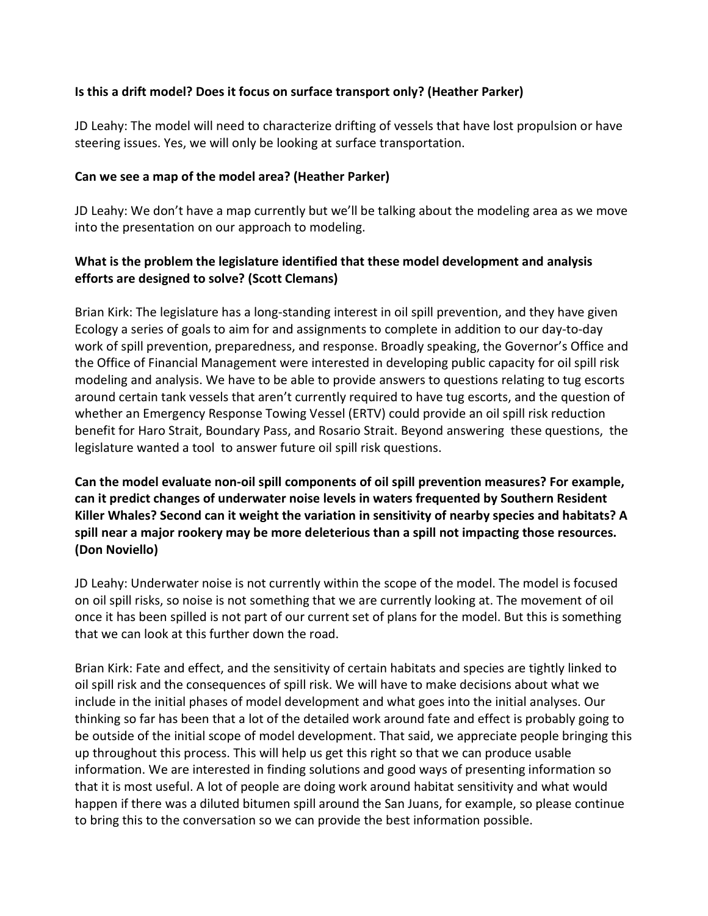**Is this a drift model? Does it focus on surface transport only? (Heather Parker)**

JD Leahy: The model will need to characterize drifting of vessels that have lost propulsion or have steering issues. Yes, we will only be looking at surface transportation.

**Can we see a map of the model area? (Heather Parker)**

JD Leahy: We don't have a map currently but we'll be talking about the modeling area as we move into the presentation on our approach to modeling.

**What is the problem the legislature identified that these model development and analysis efforts are designed to solve? (Scott Clemans)**

Brian Kirk: The legislature has a long-standing interest in oil spill prevention, and they have given Ecology a series of goals to aim for and assignments to complete in addition to our day-to-day work of spill prevention, preparedness, and response. Broadly speaking, the Governor's Office and the Office of Financial Management were interested in developing public capacity for oil spill risk modeling and analysis. We have to be able to provide answers to questions relating to tug escorts around certain tank vessels that aren't currently required to have tug escorts, and the question of whether an Emergency Response Towing Vessel (ERTV) could provide an oil spill risk reduction benefit for Haro Strait, Boundary Pass, and Rosario Strait. Beyond answering these questions, the legislature wanted a tool to answer future oil spill risk questions.

**Can the model evaluate non-oil spill components of oil spill prevention measures? For example, can it predict changes of underwater noise levels in waters frequented by Southern Resident Killer Whales? Second can it weight the variation in sensitivity of nearby species and habitats? A spill near a major rookery may be more deleterious than a spill not impacting those resources. (Don Noviello)**

JD Leahy: Underwater noise is not currently within the scope of the model. The model is focused on oil spill risks, so noise is not something that we are currently looking at. The movement of oil once it has been spilled is not part of our current set of plans for the model. But this is something that we can look at this further down the road.

Brian Kirk: Fate and effect, and the sensitivity of certain habitats and species are tightly linked to oil spill risk and the consequences of spill risk. We will have to make decisions about what we include in the initial phases of model development and what goes into the initial analyses. Our thinking so far has been that a lot of the detailed work around fate and effect is probably going to be outside of the initial scope of model development. That said, we appreciate people bringing this up throughout this process. This will help us get this right so that we can produce usable information. We are interested in finding solutions and good ways of presenting information so that it is most useful. A lot of people are doing work around habitat sensitivity and what would happen if there was a diluted bitumen spill around the San Juans, for example, so please continue to bring this to the conversation so we can provide the best information possible.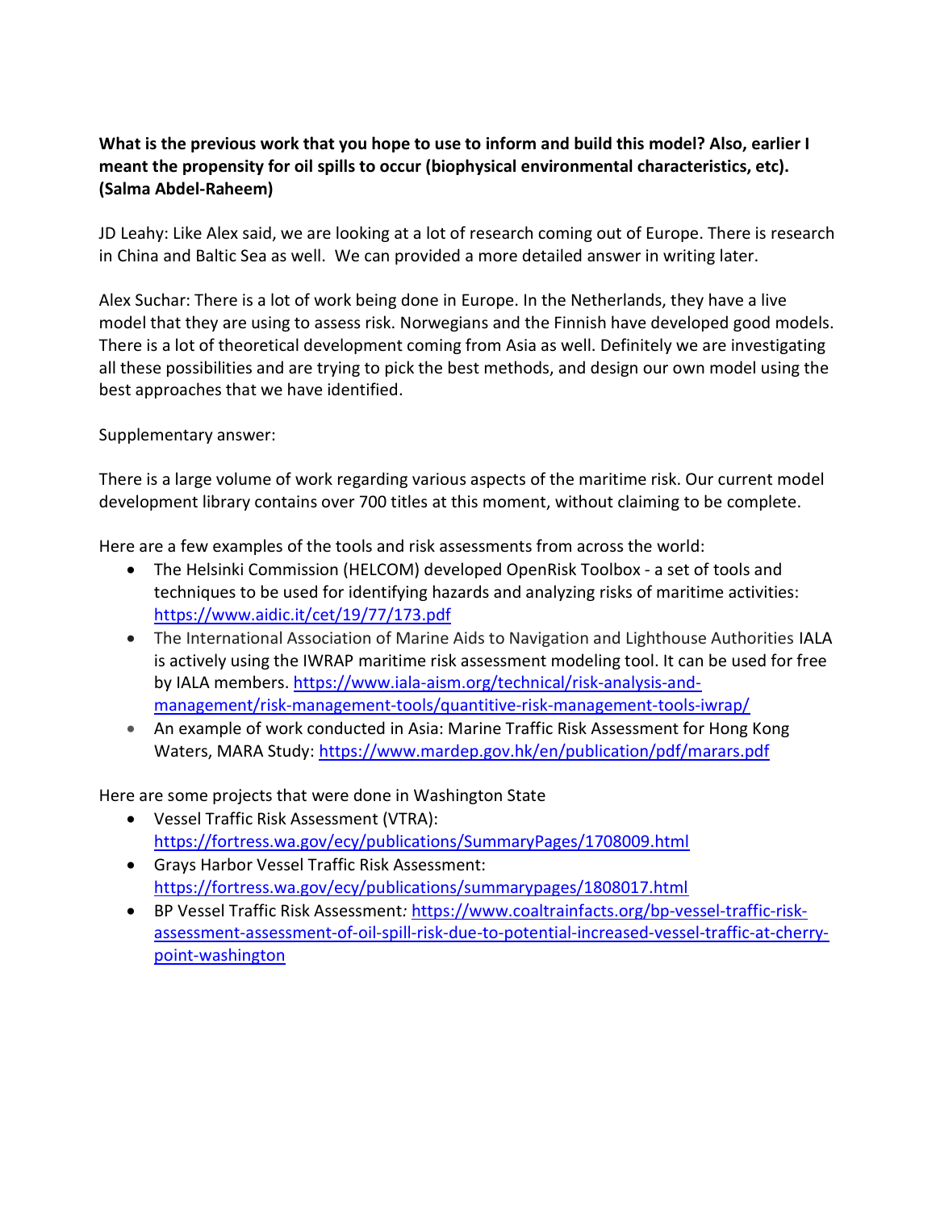**What is the previous work that you hope to use to inform and build this model? Also, earlier I meant the propensity for oil spills to occur (biophysical environmental characteristics, etc). (Salma Abdel-Raheem)**

JD Leahy: Like Alex said, we are looking at a lot of research coming out of Europe. There is research in China and Baltic Sea as well. We can provided a more detailed answer in writing later.

Alex Suchar: There is a lot of work being done in Europe. In the Netherlands, they have a live model that they are using to assess risk. Norwegians and the Finnish have developed good models. There is a lot of theoretical development coming from Asia as well. Definitely we are investigating all these possibilities and are trying to pick the best methods, and design our own model using the best approaches that we have identified.

Supplementary answer:

There is a large volume of work regarding various aspects of the maritime risk. Our current model development library contains over 700 titles at this moment, without claiming to be complete.

Here are a few examples of the tools and risk assessments from across the world:

- The Helsinki Commission (HELCOM) developed OpenRisk Toolbox - a set of tools and techniques to be used for identifying hazards and analyzing risks of maritime activities: https://www.aidic.it/cet/19/77/173.pdf
- The International Association of Marine Aids to Navigation and Lighthouse Authorities IALA is actively using the IWRAP maritime risk assessment modeling tool. It can be used for free by IALA members. https://www.iala-aism.org/technical/risk-analysis-and-management/risk-management-tools/quantitive-risk-management-tools-iwrap/
- An example of work conducted in Asia: Marine Traffic Risk Assessment for Hong Kong Waters, MARA Study: https://www.mardep.gov.hk/en/publication/pdf/marars.pdf

Here are some projects that were done in Washington State

- Vessel Traffic Risk Assessment (VTRA): https://fortress.wa.gov/ecy/publications/SummaryPages/1708009.html
- Grays Harbor Vessel Traffic Risk Assessment: https://fortress.wa.gov/ecy/publications/summarypages/1808017.html
- BP Vessel Traffic Risk Assessment*:* https://www.coaltrainfacts.org/bp-vessel-traffic-risk-assessment-assessment-of-oil-spill-risk-due-to-potential-increased-vessel-traffic-at-cherry-point-washington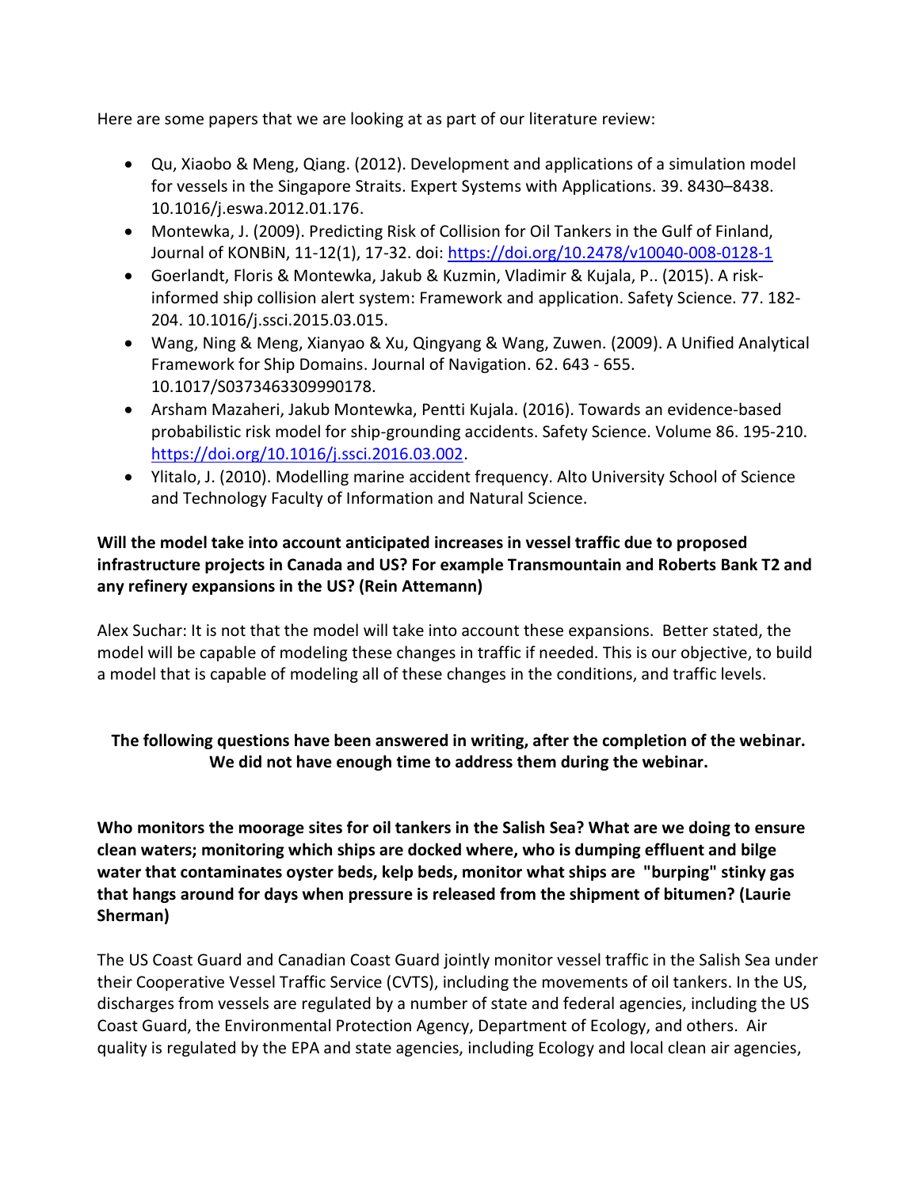Here are some papers that we are looking at as part of our literature review:

- Qu, Xiaobo & Meng, Qiang. (2012). Development and applications of a simulation model for vessels in the Singapore Straits. Expert Systems with Applications. 39. 8430–8438. 10.1016/j.eswa.2012.01.176.
- Montewka, J. (2009). Predicting Risk of Collision for Oil Tankers in the Gulf of Finland, Journal of KONBiN, 11-12(1), 17-32. doi: https://doi.org/10.2478/v10040-008-0128-1
- Goerlandt, Floris & Montewka, Jakub & Kuzmin, Vladimir & Kujala, P.. (2015). A risk-informed ship collision alert system: Framework and application. Safety Science. 77. 182-204. 10.1016/j.ssci.2015.03.015.
- Wang, Ning & Meng, Xianyao & Xu, Qingyang & Wang, Zuwen. (2009). A Unified Analytical Framework for Ship Domains. Journal of Navigation. 62. 643 - 655. 10.1017/S0373463309990178.
- Arsham Mazaheri, Jakub Montewka, Pentti Kujala. (2016). Towards an evidence-based probabilistic risk model for ship-grounding accidents. Safety Science. Volume 86. 195-210. https://doi.org/10.1016/j.ssci.2016.03.002.
- Ylitalo, J. (2010). Modelling marine accident frequency. Alto University School of Science and Technology Faculty of Information and Natural Science.

**Will the model take into account anticipated increases in vessel traffic due to proposed infrastructure projects in Canada and US? For example Transmountain and Roberts Bank T2 and any refinery expansions in the US? (Rein Attemann)**

Alex Suchar: It is not that the model will take into account these expansions. Better stated, the model will be capable of modeling these changes in traffic if needed. This is our objective, to build a model that is capable of modeling all of these changes in the conditions, and traffic levels.

**The following questions have been answered in writing, after the completion of the webinar. We did not have enough time to address them during the webinar.**

**Who monitors the moorage sites for oil tankers in the Salish Sea? What are we doing to ensure clean waters; monitoring which ships are docked where, who is dumping effluent and bilge water that contaminates oyster beds, kelp beds, monitor what ships are "burping" stinky gas that hangs around for days when pressure is released from the shipment of bitumen? (Laurie Sherman)**

The US Coast Guard and Canadian Coast Guard jointly monitor vessel traffic in the Salish Sea under their Cooperative Vessel Traffic Service (CVTS), including the movements of oil tankers. In the US, discharges from vessels are regulated by a number of state and federal agencies, including the US Coast Guard, the Environmental Protection Agency, Department of Ecology, and others. Air quality is regulated by the EPA and state agencies, including Ecology and local clean air agencies,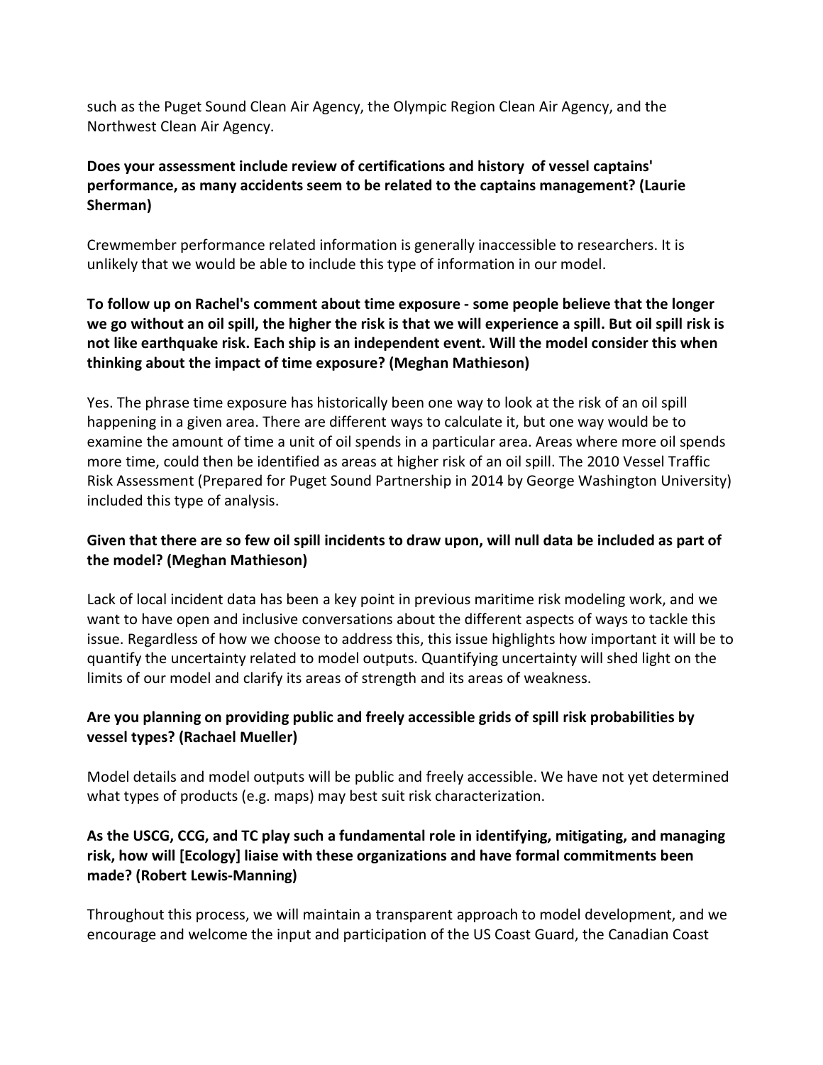such as the Puget Sound Clean Air Agency, the Olympic Region Clean Air Agency, and the Northwest Clean Air Agency.

**Does your assessment include review of certifications and history of vessel captains' performance, as many accidents seem to be related to the captains management? (Laurie Sherman)**

Crewmember performance related information is generally inaccessible to researchers. It is unlikely that we would be able to include this type of information in our model.

**To follow up on Rachel's comment about time exposure - some people believe that the longer we go without an oil spill, the higher the risk is that we will experience a spill. But oil spill risk is not like earthquake risk. Each ship is an independent event. Will the model consider this when thinking about the impact of time exposure? (Meghan Mathieson)**

Yes. The phrase time exposure has historically been one way to look at the risk of an oil spill happening in a given area. There are different ways to calculate it, but one way would be to examine the amount of time a unit of oil spends in a particular area. Areas where more oil spends more time, could then be identified as areas at higher risk of an oil spill. The 2010 Vessel Traffic Risk Assessment (Prepared for Puget Sound Partnership in 2014 by George Washington University) included this type of analysis.

**Given that there are so few oil spill incidents to draw upon, will null data be included as part of the model? (Meghan Mathieson)**

Lack of local incident data has been a key point in previous maritime risk modeling work, and we want to have open and inclusive conversations about the different aspects of ways to tackle this issue. Regardless of how we choose to address this, this issue highlights how important it will be to quantify the uncertainty related to model outputs. Quantifying uncertainty will shed light on the limits of our model and clarify its areas of strength and its areas of weakness.

**Are you planning on providing public and freely accessible grids of spill risk probabilities by vessel types? (Rachael Mueller)**

Model details and model outputs will be public and freely accessible. We have not yet determined what types of products (e.g. maps) may best suit risk characterization.

**As the USCG, CCG, and TC play such a fundamental role in identifying, mitigating, and managing risk, how will [Ecology] liaise with these organizations and have formal commitments been made? (Robert Lewis-Manning)**

Throughout this process, we will maintain a transparent approach to model development, and we encourage and welcome the input and participation of the US Coast Guard, the Canadian Coast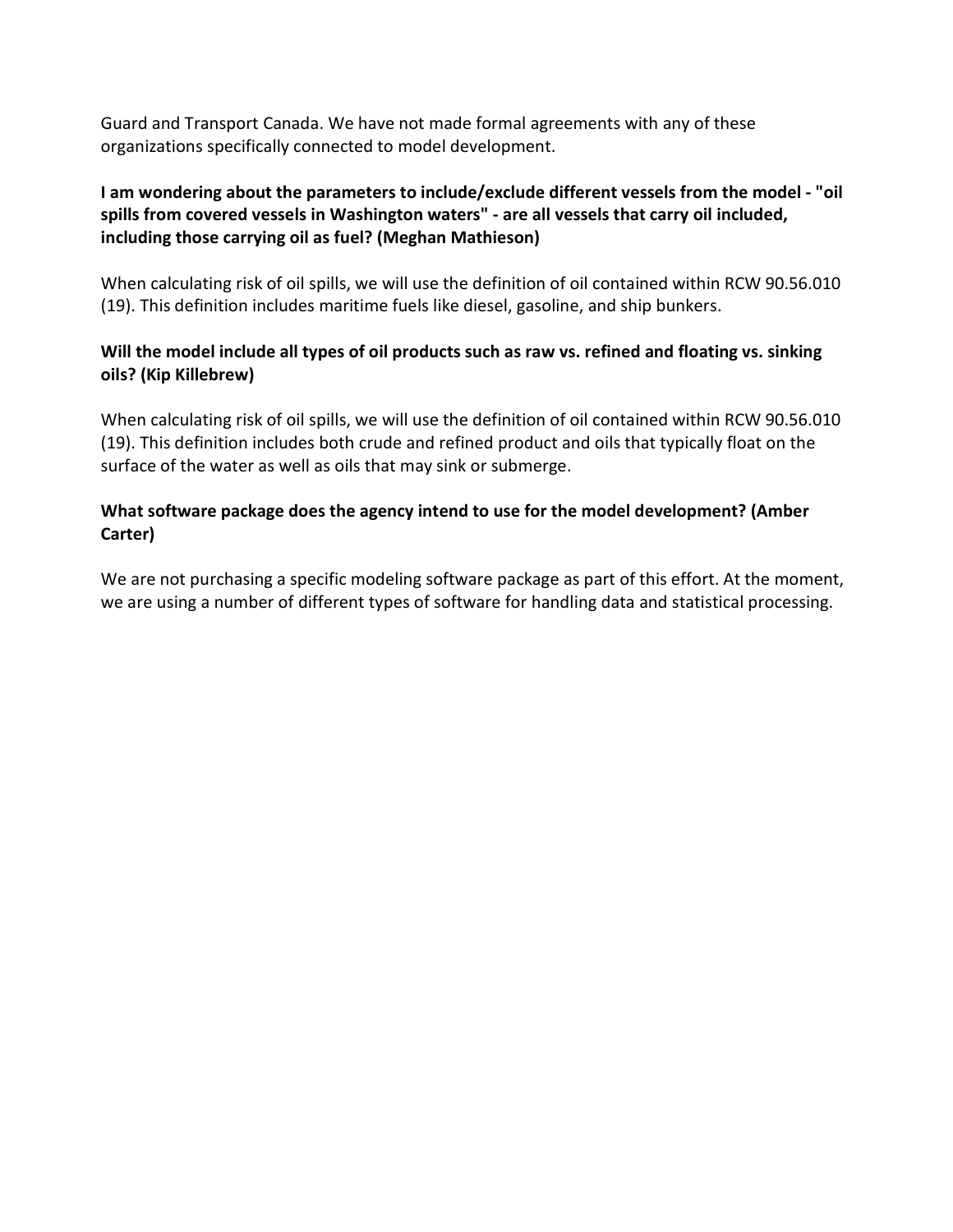Guard and Transport Canada. We have not made formal agreements with any of these organizations specifically connected to model development.

**I am wondering about the parameters to include/exclude different vessels from the model - "oil spills from covered vessels in Washington waters" - are all vessels that carry oil included, including those carrying oil as fuel? (Meghan Mathieson)**

When calculating risk of oil spills, we will use the definition of oil contained within RCW 90.56.010 (19). This definition includes maritime fuels like diesel, gasoline, and ship bunkers.

**Will the model include all types of oil products such as raw vs. refined and floating vs. sinking oils? (Kip Killebrew)**

When calculating risk of oil spills, we will use the definition of oil contained within RCW 90.56.010 (19). This definition includes both crude and refined product and oils that typically float on the surface of the water as well as oils that may sink or submerge.

**What software package does the agency intend to use for the model development? (Amber Carter)**

We are not purchasing a specific modeling software package as part of this effort. At the moment, we are using a number of different types of software for handling data and statistical processing.